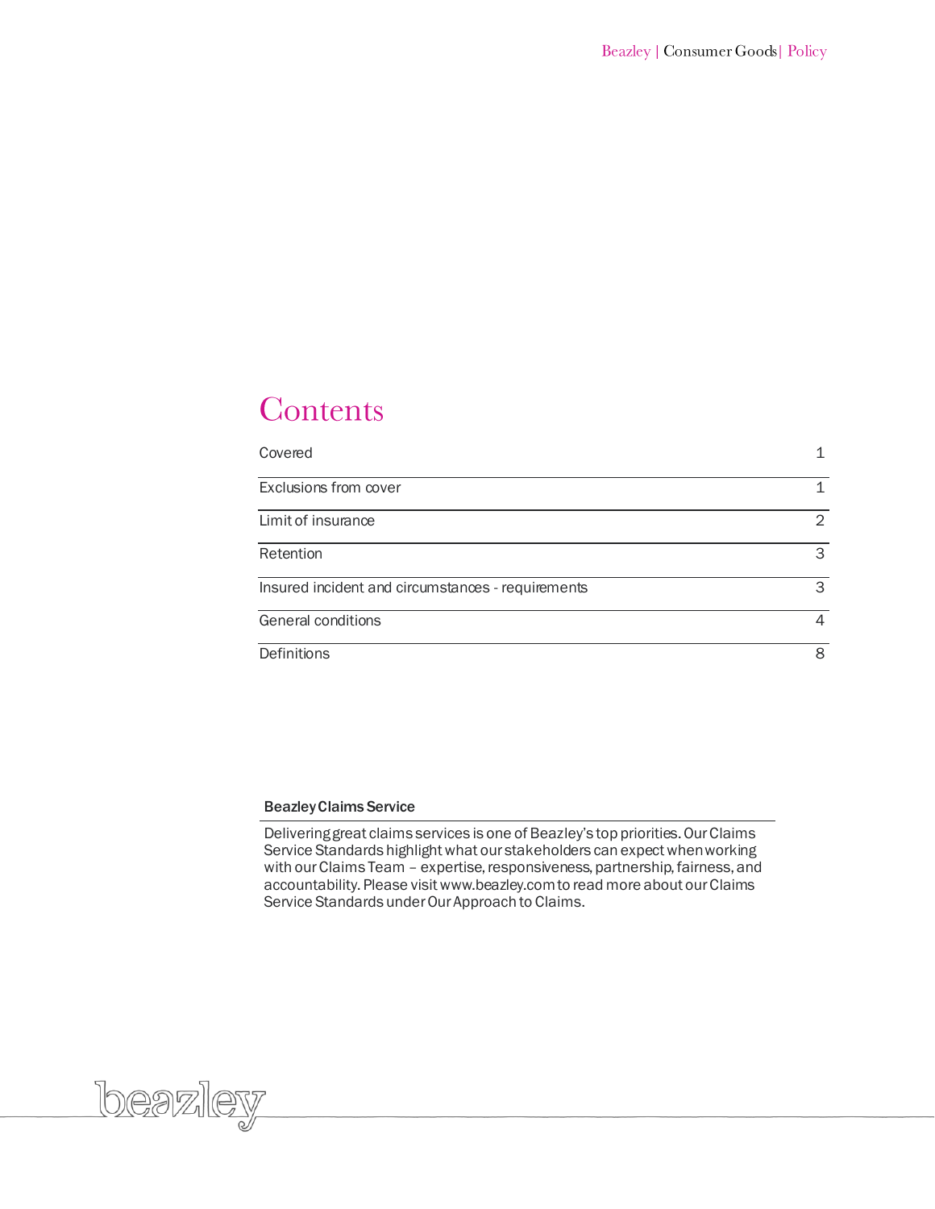# Contents

| | |
|---|---|
| Covered | 1 |
| Exclusions from cover | 1 |
| Limit of insurance | 2 |
| Retention | 3 |
| Insured incident and circumstances - requirements | 3 |
| General conditions | 4 |
| Definitions | 8 |

**Beazley Claims Service**

Delivering great claims services is one of Beazley's top priorities. Our Claims Service Standards highlight what our stakeholders can expect when working with our Claims Team – expertise, responsiveness, partnership, fairness, and accountability. Please visit www.beazley.com to read more about our Claims Service Standards under Our Approach to Claims.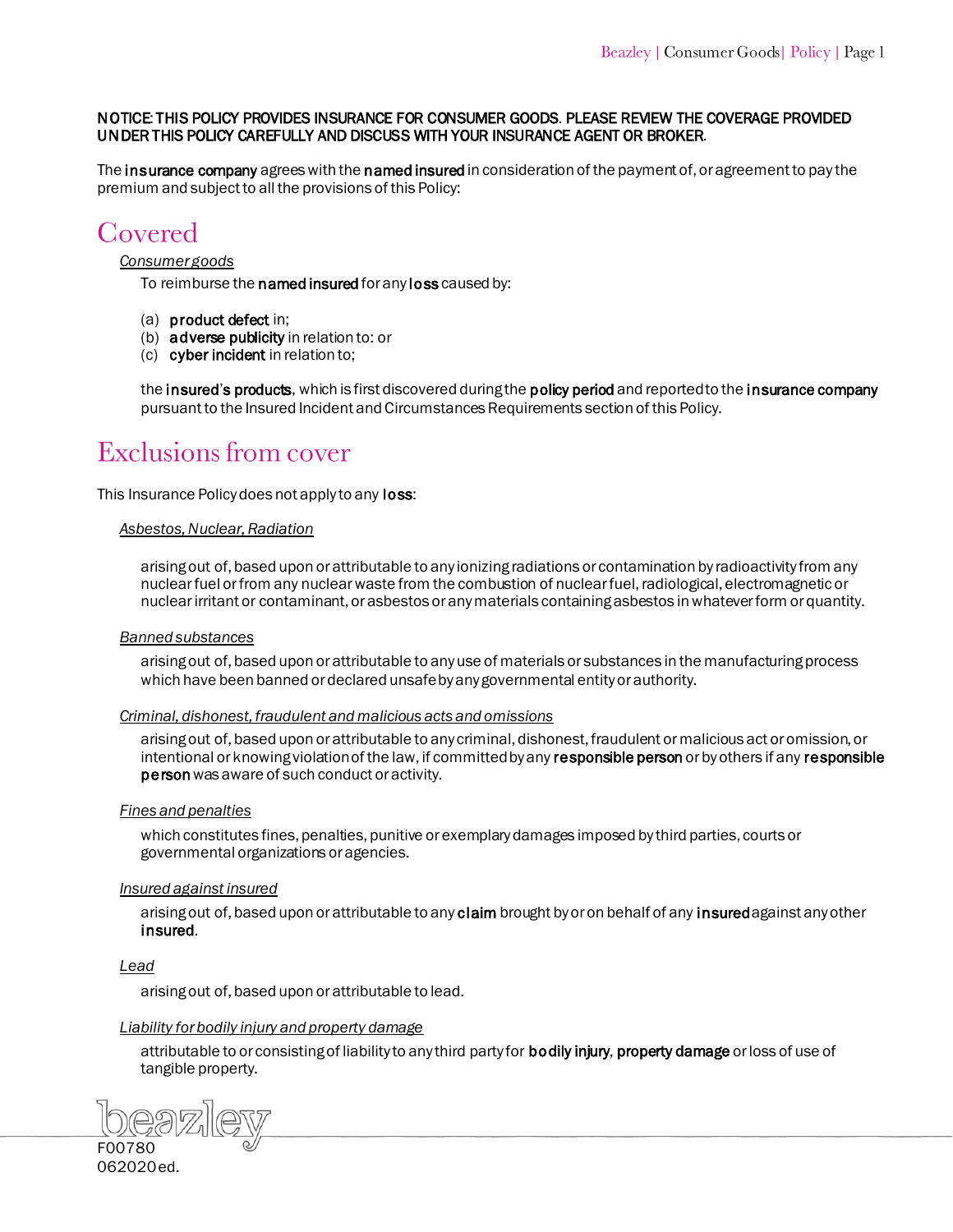**NOTICE: THIS POLICY PROVIDES INSURANCE FOR CONSUMER GOODS. PLEASE REVIEW THE COVERAGE PROVIDED UNDER THIS POLICY CAREFULLY AND DISCUSS WITH YOUR INSURANCE AGENT OR BROKER.**

The **insurance company** agrees with the **named insured** in consideration of the payment of, or agreement to pay the premium and subject to all the provisions of this Policy:

# Covered

*Consumer goods*

To reimburse the **named insured** for any **loss** caused by:

(a) **product defect** in;
(b) **adverse publicity** in relation to: or
(c) **cyber incident** in relation to;

the **insured's products**, which is first discovered during the **policy period** and reported to the **insurance company** pursuant to the Insured Incident and Circumstances Requirements section of this Policy.

# Exclusions from cover

This Insurance Policy does not apply to any **loss**:

*Asbestos, Nuclear, Radiation*

arising out of, based upon or attributable to any ionizing radiations or contamination by radioactivity from any nuclear fuel or from any nuclear waste from the combustion of nuclear fuel, radiological, electromagnetic or nuclear irritant or contaminant, or asbestos or any materials containing asbestos in whatever form or quantity.

*Banned substances*

arising out of, based upon or attributable to any use of materials or substances in the manufacturing process which have been banned or declared unsafe by any governmental entity or authority.

*Criminal, dishonest, fraudulent and malicious acts and omissions*

arising out of, based upon or attributable to any criminal, dishonest, fraudulent or malicious act or omission, or intentional or knowing violation of the law, if committed by any **responsible person** or by others if any **responsible person** was aware of such conduct or activity.

*Fines and penalties*

which constitutes fines, penalties, punitive or exemplary damages imposed by third parties, courts or governmental organizations or agencies.

*Insured against insured*

arising out of, based upon or attributable to any **claim** brought by or on behalf of any **insured** against any other **insured**.

*Lead*

arising out of, based upon or attributable to lead.

*Liability for bodily injury and property damage*

attributable to or consisting of liability to any third party for **bodily injury**, **property damage** or loss of use of tangible property.

F00780
062020 ed.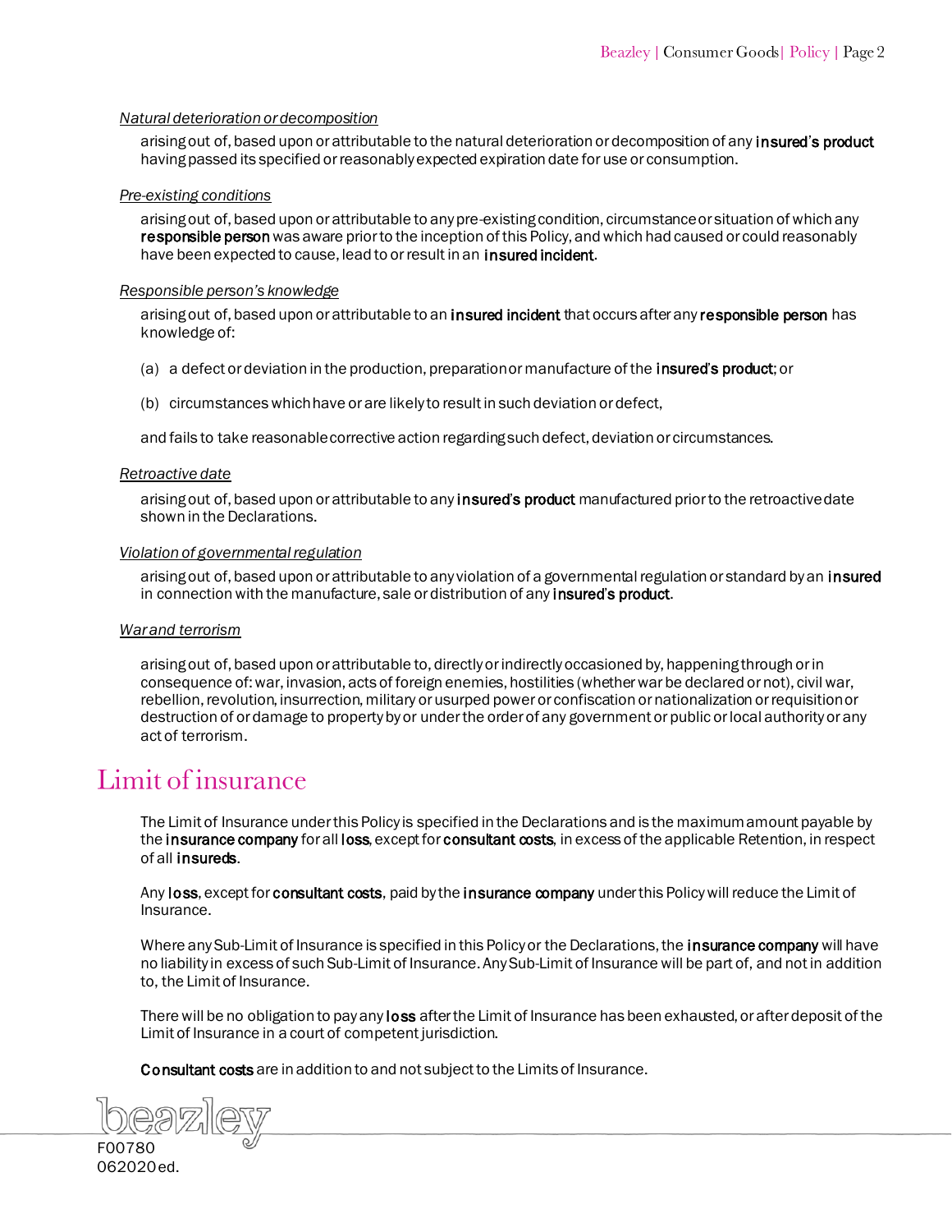*Natural deterioration or decomposition*

arising out of, based upon or attributable to the natural deterioration or decomposition of any **insured's product** having passed its specified or reasonably expected expiration date for use or consumption.

*Pre-existing conditions*

arising out of, based upon or attributable to any pre-existing condition, circumstance or situation of which any **responsible person** was aware prior to the inception of this Policy, and which had caused or could reasonably have been expected to cause, lead to or result in an **insured incident**.

*Responsible person's knowledge*

arising out of, based upon or attributable to an **insured incident** that occurs after any **responsible person** has knowledge of:

(a) a defect or deviation in the production, preparation or manufacture of the **insured's product**; or

(b) circumstances which have or are likely to result in such deviation or defect,

and fails to take reasonable corrective action regarding such defect, deviation or circumstances.

*Retroactive date*

arising out of, based upon or attributable to any **insured's product** manufactured prior to the retroactive date shown in the Declarations.

*Violation of governmental regulation*

arising out of, based upon or attributable to any violation of a governmental regulation or standard by an **insured** in connection with the manufacture, sale or distribution of any **insured's product**.

*War and terrorism*

arising out of, based upon or attributable to, directly or indirectly occasioned by, happening through or in consequence of: war, invasion, acts of foreign enemies, hostilities (whether war be declared or not), civil war, rebellion, revolution, insurrection, military or usurped power or confiscation or nationalization or requisition or destruction of or damage to property by or under the order of any government or public or local authority or any act of terrorism.

# Limit of insurance

The Limit of Insurance under this Policy is specified in the Declarations and is the maximum amount payable by the **insurance company** for all **loss**, except for **consultant costs**, in excess of the applicable Retention, in respect of all **insureds**.

Any **loss**, except for **consultant costs**, paid by the **insurance company** under this Policy will reduce the Limit of Insurance.

Where any Sub-Limit of Insurance is specified in this Policy or the Declarations, the **insurance company** will have no liability in excess of such Sub-Limit of Insurance. Any Sub-Limit of Insurance will be part of, and not in addition to, the Limit of Insurance.

There will be no obligation to pay any **loss** after the Limit of Insurance has been exhausted, or after deposit of the Limit of Insurance in a court of competent jurisdiction.

**Consultant costs** are in addition to and not subject to the Limits of Insurance.

F00780
062020 ed.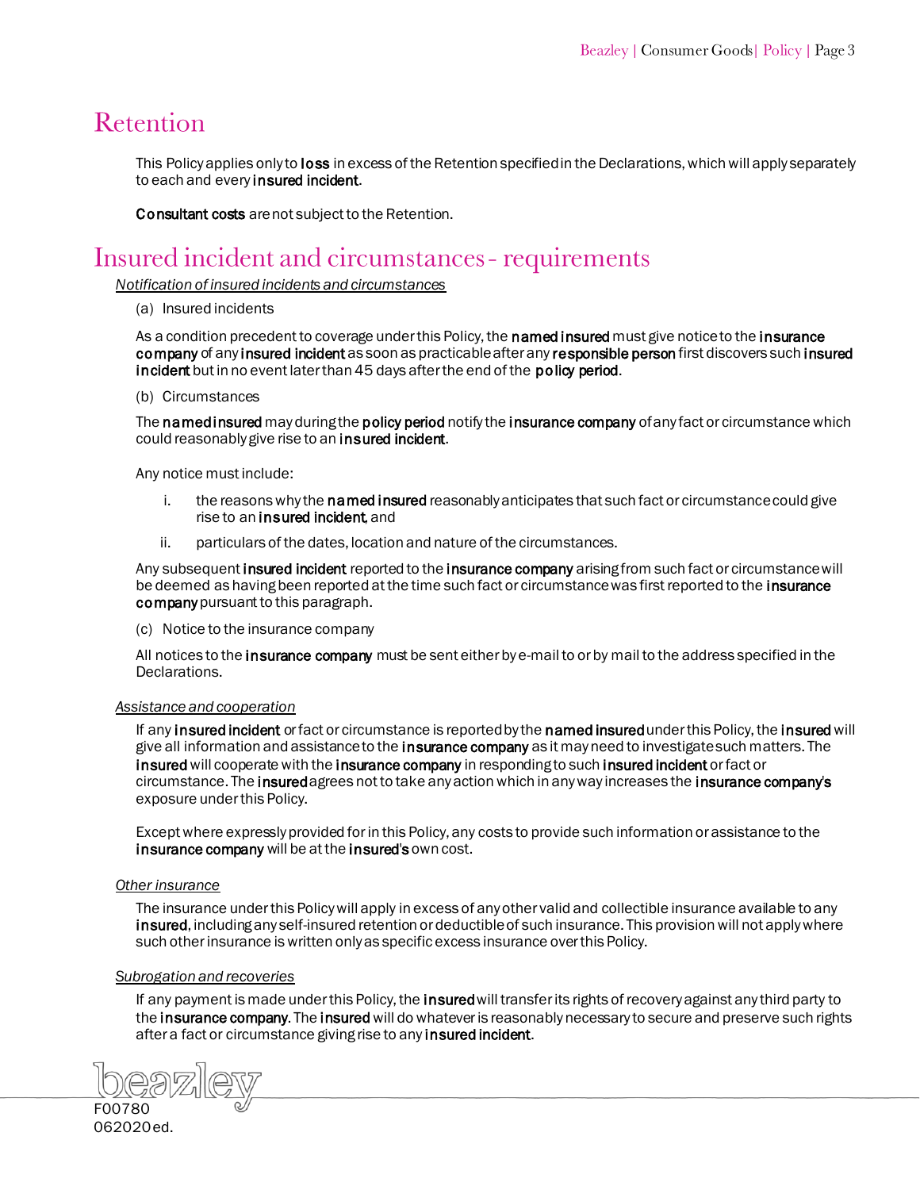# Retention

This Policy applies only to **loss** in excess of the Retention specified in the Declarations, which will apply separately to each and every **insured incident**.

**Consultant costs** are not subject to the Retention.

# Insured incident and circumstances - requirements

*Notification of insured incidents and circumstances*

(a) Insured incidents

As a condition precedent to coverage under this Policy, the **named insured** must give notice to the **insurance company** of any **insured incident** as soon as practicable after any **responsible person** first discovers such **insured incident** but in no event later than 45 days after the end of the **policy period**.

(b) Circumstances

The **named insured** may during the **policy period** notify the **insurance company** of any fact or circumstance which could reasonably give rise to an **insured incident**.

Any notice must include:

i. the reasons why the **named insured** reasonably anticipates that such fact or circumstance could give rise to an **insured incident**, and

ii. particulars of the dates, location and nature of the circumstances.

Any subsequent **insured incident** reported to the **insurance company** arising from such fact or circumstance will be deemed as having been reported at the time such fact or circumstance was first reported to the **insurance company** pursuant to this paragraph.

(c) Notice to the insurance company

All notices to the **insurance company** must be sent either by e-mail to or by mail to the address specified in the Declarations.

*Assistance and cooperation*

If any **insured incident** or fact or circumstance is reported by the **named insured** under this Policy, the **insured** will give all information and assistance to the **insurance company** as it may need to investigate such matters. The **insured** will cooperate with the **insurance company** in responding to such **insured incident** or fact or circumstance. The **insured** agrees not to take any action which in any way increases the **insurance company's** exposure under this Policy.

Except where expressly provided for in this Policy, any costs to provide such information or assistance to the **insurance company** will be at the **insured's** own cost.

*Other insurance*

The insurance under this Policy will apply in excess of any other valid and collectible insurance available to any **insured**, including any self-insured retention or deductible of such insurance. This provision will not apply where such other insurance is written only as specific excess insurance over this Policy.

*Subrogation and recoveries*

If any payment is made under this Policy, the **insured** will transfer its rights of recovery against any third party to the **insurance company**. The **insured** will do whatever is reasonably necessary to secure and preserve such rights after a fact or circumstance giving rise to any **insured incident**.

F00780
062020 ed.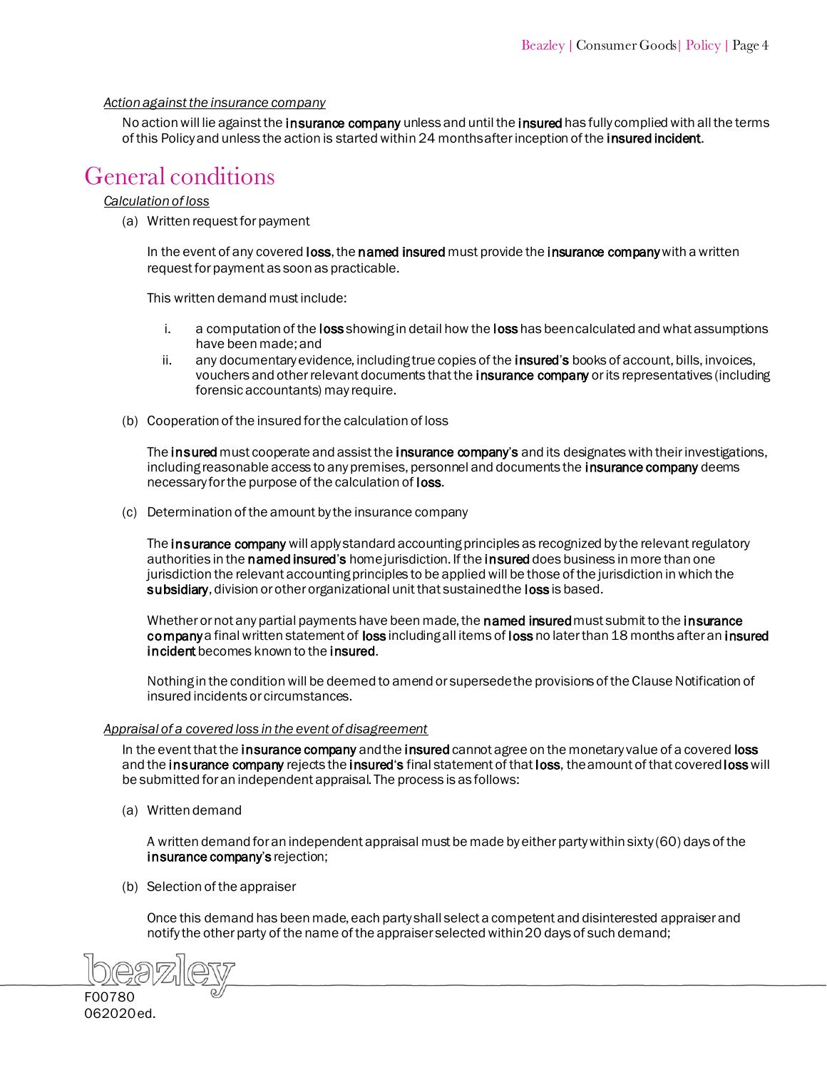*Action against the insurance company*

No action will lie against the **insurance company** unless and until the **insured** has fully complied with all the terms of this Policy and unless the action is started within 24 months after inception of the **insured incident**.

# General conditions

*Calculation of loss*

(a) Written request for payment

In the event of any covered **loss**, the **named insured** must provide the **insurance company** with a written request for payment as soon as practicable.

This written demand must include:

i. a computation of the **loss** showing in detail how the **loss** has been calculated and what assumptions have been made; and
ii. any documentary evidence, including true copies of the **insured's** books of account, bills, invoices, vouchers and other relevant documents that the **insurance company** or its representatives (including forensic accountants) may require.

(b) Cooperation of the insured for the calculation of loss

The **insured** must cooperate and assist the **insurance company's** and its designates with their investigations, including reasonable access to any premises, personnel and documents the **insurance company** deems necessary for the purpose of the calculation of **loss**.

(c) Determination of the amount by the insurance company

The **insurance company** will apply standard accounting principles as recognized by the relevant regulatory authorities in the **named insured's** home jurisdiction. If the **insured** does business in more than one jurisdiction the relevant accounting principles to be applied will be those of the jurisdiction in which the **subsidiary**, division or other organizational unit that sustained the **loss** is based.

Whether or not any partial payments have been made, the **named insured** must submit to the **insurance company** a final written statement of **loss** including all items of **loss** no later than 18 months after an **insured incident** becomes known to the **insured**.

Nothing in the condition will be deemed to amend or supersede the provisions of the Clause Notification of insured incidents or circumstances.

*Appraisal of a covered loss in the event of disagreement*

In the event that the **insurance company** and the **insured** cannot agree on the monetary value of a covered **loss** and the **insurance company** rejects the **insured**'s final statement of that **loss**, the amount of that covered **loss** will be submitted for an independent appraisal. The process is as follows:

(a) Written demand

A written demand for an independent appraisal must be made by either party within sixty (60) days of the **insurance company's** rejection;

(b) Selection of the appraiser

Once this demand has been made, each party shall select a competent and disinterested appraiser and notify the other party of the name of the appraiser selected within 20 days of such demand;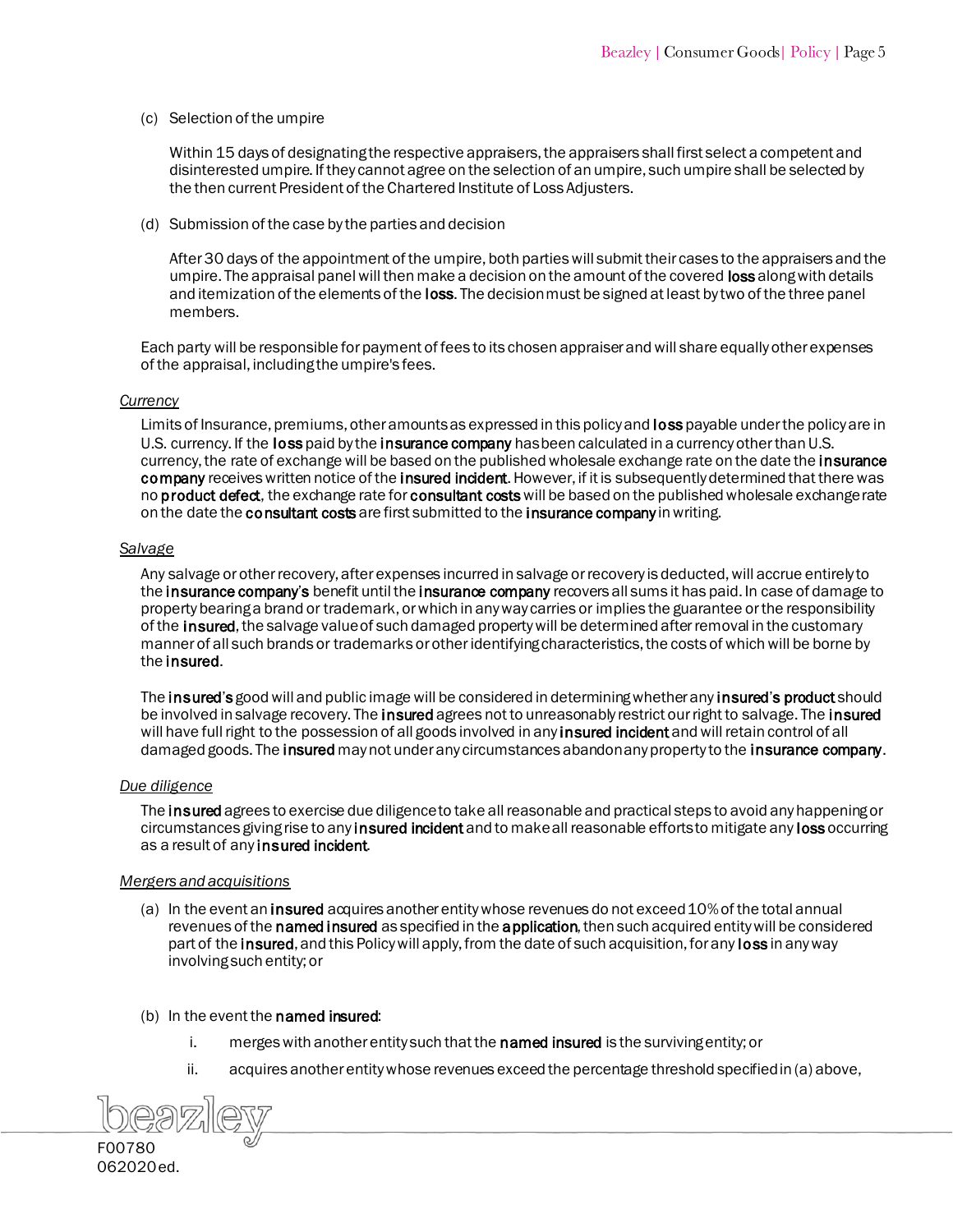(c) Selection of the umpire

Within 15 days of designating the respective appraisers, the appraisers shall first select a competent and disinterested umpire. If they cannot agree on the selection of an umpire, such umpire shall be selected by the then current President of the Chartered Institute of Loss Adjusters.

(d) Submission of the case by the parties and decision

After 30 days of the appointment of the umpire, both parties will submit their cases to the appraisers and the umpire. The appraisal panel will then make a decision on the amount of the covered **loss** along with details and itemization of the elements of the **loss**. The decision must be signed at least by two of the three panel members.

Each party will be responsible for payment of fees to its chosen appraiser and will share equally other expenses of the appraisal, including the umpire's fees.

*Currency*

Limits of Insurance, premiums, other amounts as expressed in this policy and **loss** payable under the policy are in U.S. currency. If the **loss** paid by the **insurance company** has been calculated in a currency other than U.S. currency, the rate of exchange will be based on the published wholesale exchange rate on the date the **insurance company** receives written notice of the **insured incident**. However, if it is subsequently determined that there was no **product defect**, the exchange rate for **consultant costs** will be based on the published wholesale exchange rate on the date the **consultant costs** are first submitted to the **insurance company** in writing.

*Salvage*

Any salvage or other recovery, after expenses incurred in salvage or recovery is deducted, will accrue entirely to the **insurance company's** benefit until the **insurance company** recovers all sums it has paid. In case of damage to property bearing a brand or trademark, or which in any way carries or implies the guarantee or the responsibility of the **insured**, the salvage value of such damaged property will be determined after removal in the customary manner of all such brands or trademarks or other identifying characteristics, the costs of which will be borne by the **insured**.

The **insured's** good will and public image will be considered in determining whether any **insured's product** should be involved in salvage recovery. The **insured** agrees not to unreasonably restrict our right to salvage. The **insured** will have full right to the possession of all goods involved in any **insured incident** and will retain control of all damaged goods. The **insured** may not under any circumstances abandon any property to the **insurance company**.

*Due diligence*

The **insured** agrees to exercise due diligence to take all reasonable and practical steps to avoid any happening or circumstances giving rise to any **insured incident** and to make all reasonable efforts to mitigate any **loss** occurring as a result of any **insured incident**.

*Mergers and acquisitions*

(a) In the event an **insured** acquires another entity whose revenues do not exceed 10% of the total annual revenues of the **named insured** as specified in the **application**, then such acquired entity will be considered part of the **insured**, and this Policy will apply, from the date of such acquisition, for any **loss** in any way involving such entity; or

(b) In the event the **named insured**:

i. merges with another entity such that the **named insured** is the surviving entity; or

ii. acquires another entity whose revenues exceed the percentage threshold specified in (a) above,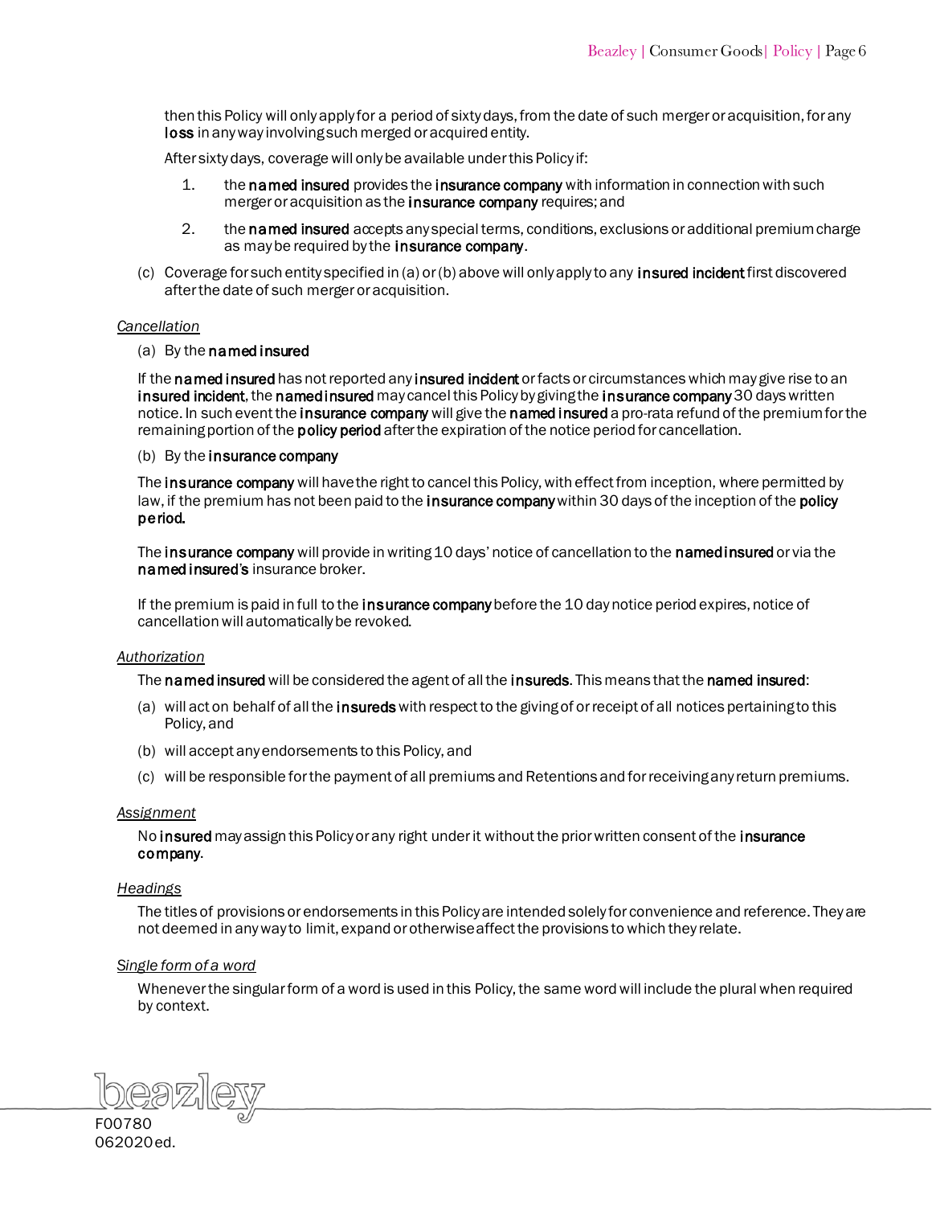then this Policy will only apply for a period of sixty days, from the date of such merger or acquisition, for any **loss** in any way involving such merged or acquired entity.

After sixty days, coverage will only be available under this Policy if:

1. the **named insured** provides the **insurance company** with information in connection with such merger or acquisition as the **insurance company** requires; and
2. the **named insured** accepts any special terms, conditions, exclusions or additional premium charge as may be required by the **insurance company**.

(c) Coverage for such entity specified in (a) or (b) above will only apply to any **insured incident** first discovered after the date of such merger or acquisition.

*Cancellation*

(a) By the **named insured**

If the **named insured** has not reported any **insured incident** or facts or circumstances which may give rise to an **insured incident**, the **named insured** may cancel this Policy by giving the **insurance company** 30 days written notice. In such event the **insurance company** will give the **named insured** a pro-rata refund of the premium for the remaining portion of the **policy period** after the expiration of the notice period for cancellation.

(b) By the **insurance company**

The **insurance company** will have the right to cancel this Policy, with effect from inception, where permitted by law, if the premium has not been paid to the **insurance company** within 30 days of the inception of the **policy period.**

The **insurance company** will provide in writing 10 days' notice of cancellation to the **named insured** or via the **named insured's** insurance broker.

If the premium is paid in full to the **insurance company** before the 10 day notice period expires, notice of cancellation will automatically be revoked.

*Authorization*

The **named insured** will be considered the agent of all the **insureds**. This means that the **named insured**:

(a) will act on behalf of all the **insureds** with respect to the giving of or receipt of all notices pertaining to this Policy, and

(b) will accept any endorsements to this Policy, and

(c) will be responsible for the payment of all premiums and Retentions and for receiving any return premiums.

*Assignment*

No **insured** may assign this Policy or any right under it without the prior written consent of the **insurance company**.

*Headings*

The titles of provisions or endorsements in this Policy are intended solely for convenience and reference. They are not deemed in any way to limit, expand or otherwise affect the provisions to which they relate.

*Single form of a word*

Whenever the singular form of a word is used in this Policy, the same word will include the plural when required by context.

F00780
062020 ed.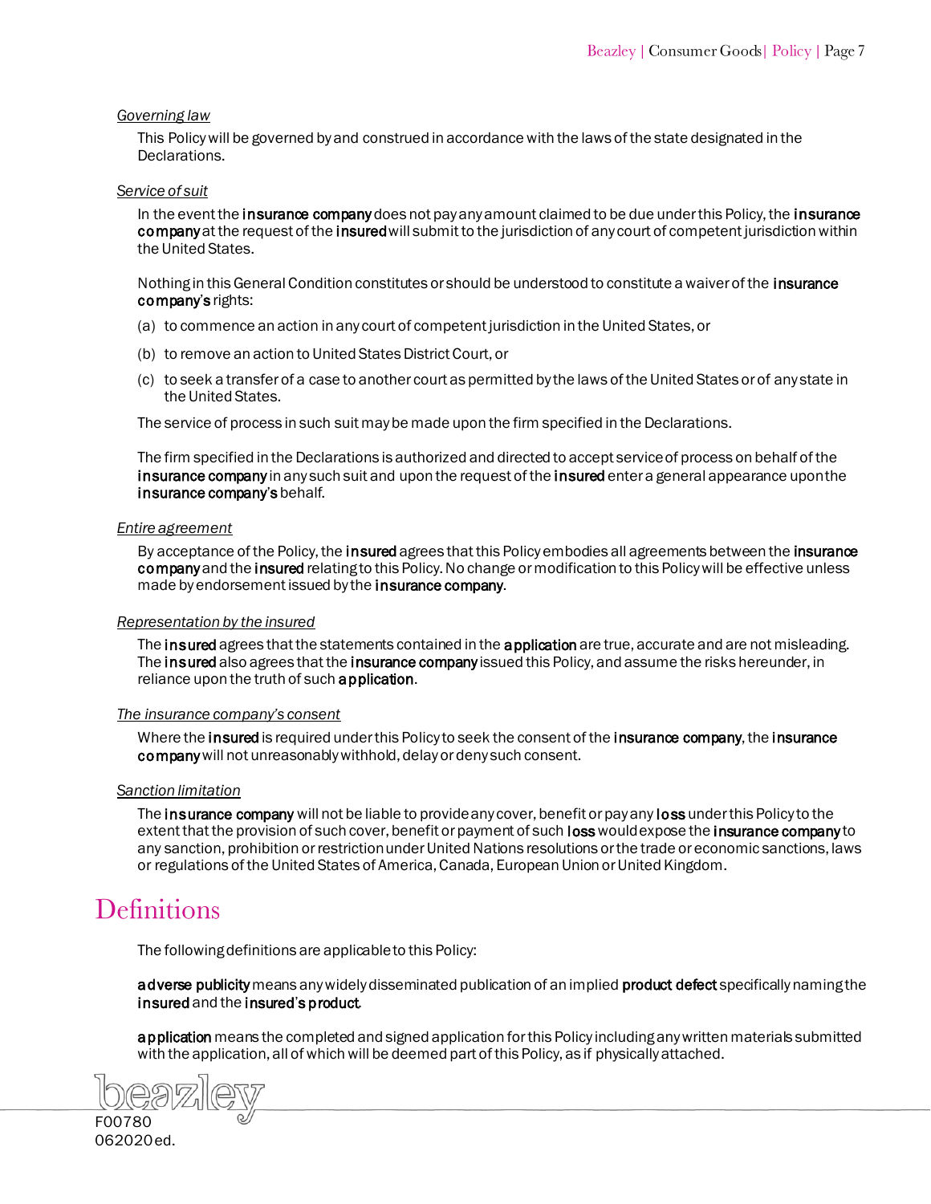*Governing law*

This Policy will be governed by and construed in accordance with the laws of the state designated in the Declarations.

*Service of suit*

In the event the **insurance company** does not pay any amount claimed to be due under this Policy, the **insurance company** at the request of the **insured** will submit to the jurisdiction of any court of competent jurisdiction within the United States.

Nothing in this General Condition constitutes or should be understood to constitute a waiver of the **insurance company's** rights:

(a) to commence an action in any court of competent jurisdiction in the United States, or

(b) to remove an action to United States District Court, or

(c) to seek a transfer of a case to another court as permitted by the laws of the United States or of any state in the United States.

The service of process in such suit may be made upon the firm specified in the Declarations.

The firm specified in the Declarations is authorized and directed to accept service of process on behalf of the **insurance company** in any such suit and upon the request of the **insured** enter a general appearance upon the **insurance company's** behalf.

*Entire agreement*

By acceptance of the Policy, the **insured** agrees that this Policy embodies all agreements between the **insurance company** and the **insured** relating to this Policy. No change or modification to this Policy will be effective unless made by endorsement issued by the **insurance company**.

*Representation by the insured*

The **insured** agrees that the statements contained in the **application** are true, accurate and are not misleading. The **insured** also agrees that the **insurance company** issued this Policy, and assume the risks hereunder, in reliance upon the truth of such **application**.

*The insurance company's consent*

Where the **insured** is required under this Policy to seek the consent of the **insurance company**, the **insurance company** will not unreasonably withhold, delay or deny such consent.

*Sanction limitation*

The **insurance company** will not be liable to provide any cover, benefit or pay any **loss** under this Policy to the extent that the provision of such cover, benefit or payment of such **loss** would expose the **insurance company** to any sanction, prohibition or restriction under United Nations resolutions or the trade or economic sanctions, laws or regulations of the United States of America, Canada, European Union or United Kingdom.

# Definitions

The following definitions are applicable to this Policy:

**adverse publicity** means any widely disseminated publication of an implied **product defect** specifically naming the **insured** and the **insured's product**.

**application** means the completed and signed application for this Policy including any written materials submitted with the application, all of which will be deemed part of this Policy, as if physically attached.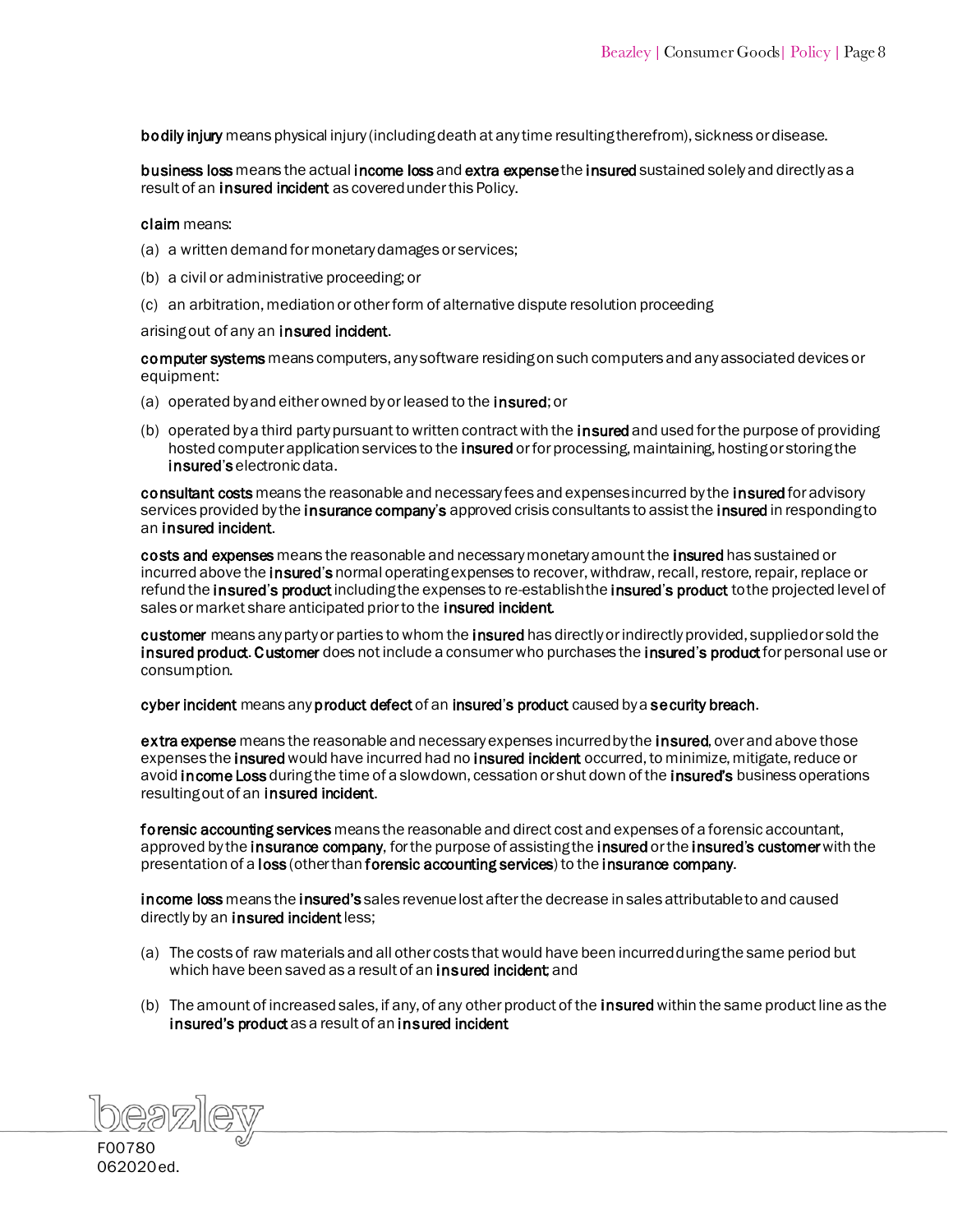**bodily injury** means physical injury (including death at any time resulting therefrom), sickness or disease.

**business loss** means the actual **income loss** and **extra expense** the **insured** sustained solely and directly as a result of an **insured incident** as covered under this Policy.

**claim** means:

(a) a written demand for monetary damages or services;

(b) a civil or administrative proceeding; or

(c) an arbitration, mediation or other form of alternative dispute resolution proceeding

arising out of any an **insured incident**.

**computer systems** means computers, any software residing on such computers and any associated devices or equipment:

(a) operated by and either owned by or leased to the **insured**; or

(b) operated by a third party pursuant to written contract with the **insured** and used for the purpose of providing hosted computer application services to the **insured** or for processing, maintaining, hosting or storing the **insured's** electronic data.

**consultant costs** means the reasonable and necessary fees and expenses incurred by the **insured** for advisory services provided by the **insurance company's** approved crisis consultants to assist the **insured** in responding to an **insured incident**.

**costs and expenses** means the reasonable and necessary monetary amount the **insured** has sustained or incurred above the **insured's** normal operating expenses to recover, withdraw, recall, restore, repair, replace or refund the **insured's product** including the expenses to re-establish the **insured's product** to the projected level of sales or market share anticipated prior to the **insured incident**.

**customer** means any party or parties to whom the **insured** has directly or indirectly provided, supplied or sold the **insured product**. **Customer** does not include a consumer who purchases the **insured's product** for personal use or consumption.

**cyber incident** means any **product defect** of an **insured's product** caused by a **security breach**.

**extra expense** means the reasonable and necessary expenses incurred by the **insured**, over and above those expenses the **insured** would have incurred had no **insured incident** occurred, to minimize, mitigate, reduce or avoid **income Loss** during the time of a slowdown, cessation or shut down of the **insured's** business operations resulting out of an **insured incident**.

**forensic accounting services** means the reasonable and direct cost and expenses of a forensic accountant, approved by the **insurance company**, for the purpose of assisting the **insured** or the **insured's customer** with the presentation of a **loss** (other than **forensic accounting services**) to the **insurance company**.

**income loss** means the **insured's** sales revenue lost after the decrease in sales attributable to and caused directly by an **insured incident** less;

(a) The costs of raw materials and all other costs that would have been incurred during the same period but which have been saved as a result of an **insured incident**; and

(b) The amount of increased sales, if any, of any other product of the **insured** within the same product line as the **insured's product** as a result of an **insured incident**.

F00780
062020 ed.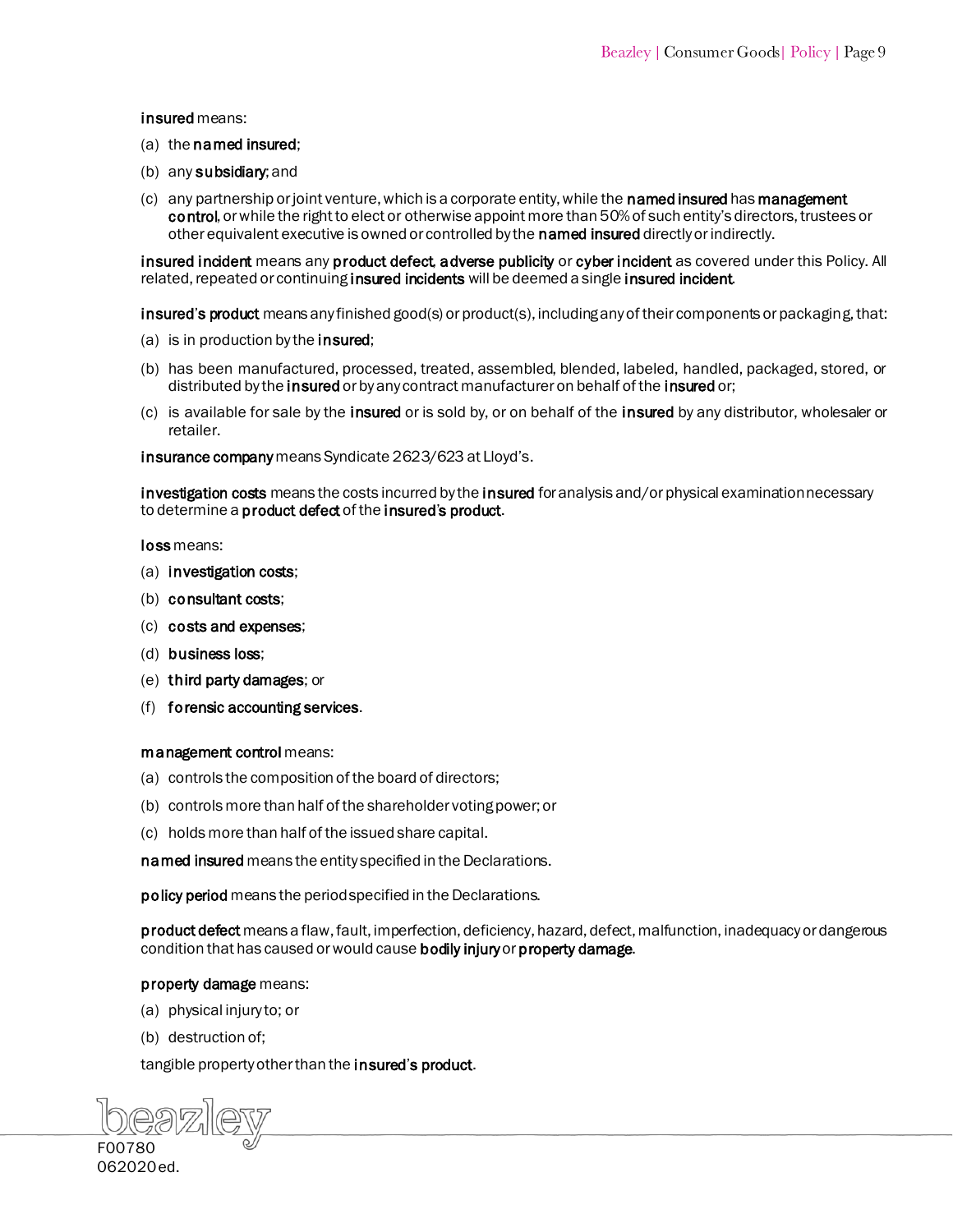**insured** means:

(a) the **named insured**;

(b) any **subsidiary**; and

(c) any partnership or joint venture, which is a corporate entity, while the **named insured** has **management control**, or while the right to elect or otherwise appoint more than 50% of such entity's directors, trustees or other equivalent executive is owned or controlled by the **named insured** directly or indirectly.

**insured incident** means any **product defect**, **adverse publicity** or **cyber incident** as covered under this Policy. All related, repeated or continuing **insured incidents** will be deemed a single **insured incident**.

**insured's product** means any finished good(s) or product(s), including any of their components or packaging, that:

(a) is in production by the **insured**;

(b) has been manufactured, processed, treated, assembled, blended, labeled, handled, packaged, stored, or distributed by the **insured** or by any contract manufacturer on behalf of the **insured** or;

(c) is available for sale by the **insured** or is sold by, or on behalf of the **insured** by any distributor, wholesaler or retailer.

**insurance company** means Syndicate 2623/623 at Lloyd's.

**investigation costs** means the costs incurred by the **insured** for analysis and/or physical examination necessary to determine a **product defect** of the **insured's product**.

**loss** means:

(a) **investigation costs**;

(b) **consultant costs**;

(c) **costs and expenses**;

(d) **business loss**;

(e) **third party damages**; or

(f) **forensic accounting services**.

**management control** means:

(a) controls the composition of the board of directors;

(b) controls more than half of the shareholder voting power; or

(c) holds more than half of the issued share capital.

**named insured** means the entity specified in the Declarations.

**policy period** means the period specified in the Declarations.

**product defect** means a flaw, fault, imperfection, deficiency, hazard, defect, malfunction, inadequacy or dangerous condition that has caused or would cause **bodily injury** or **property damage**.

**property damage** means:

(a) physical injury to; or

(b) destruction of;

tangible property other than the **insured's product**.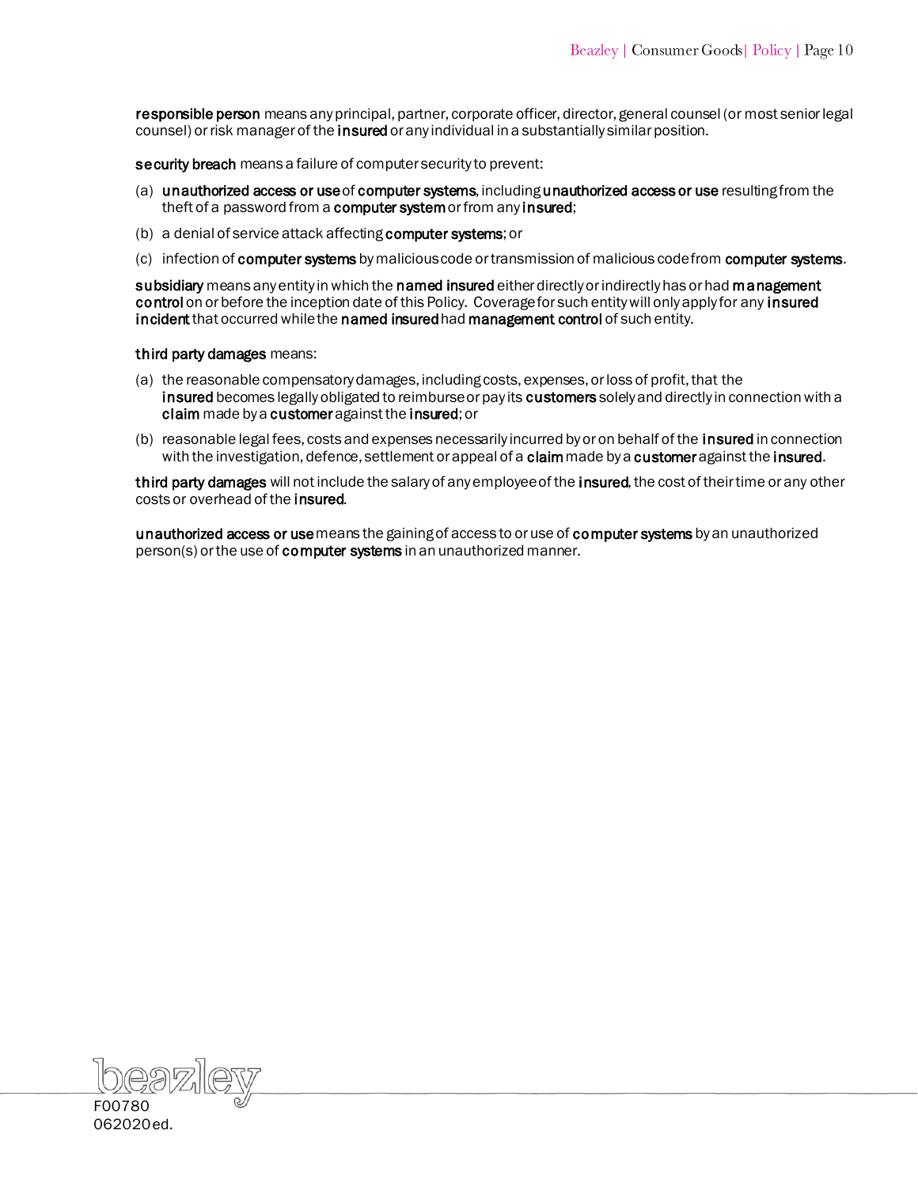**responsible person** means any principal, partner, corporate officer, director, general counsel (or most senior legal counsel) or risk manager of the **insured** or any individual in a substantially similar position.

**security breach** means a failure of computer security to prevent:

(a) **unauthorized access or use** of **computer systems**, including **unauthorized access or use** resulting from the theft of a password from a **computer system** or from any **insured**;

(b) a denial of service attack affecting **computer systems**; or

(c) infection of **computer systems** by malicious code or transmission of malicious code from **computer systems**.

**subsidiary** means any entity in which the **named insured** either directly or indirectly has or had **management control** on or before the inception date of this Policy. Coverage for such entity will only apply for any **insured incident** that occurred while the **named insured** had **management control** of such entity.

**third party damages** means:

(a) the reasonable compensatory damages, including costs, expenses, or loss of profit, that the **insured** becomes legally obligated to reimburse or pay its **customers** solely and directly in connection with a **claim** made by a **customer** against the **insured**; or

(b) reasonable legal fees, costs and expenses necessarily incurred by or on behalf of the **insured** in connection with the investigation, defence, settlement or appeal of a **claim** made by a **customer** against the **insured**.

**third party damages** will not include the salary of any employee of the **insured**, the cost of their time or any other costs or overhead of the **insured**.

**unauthorized access or use** means the gaining of access to or use of **computer systems** by an unauthorized person(s) or the use of **computer systems** in an unauthorized manner.

F00780
062020 ed.